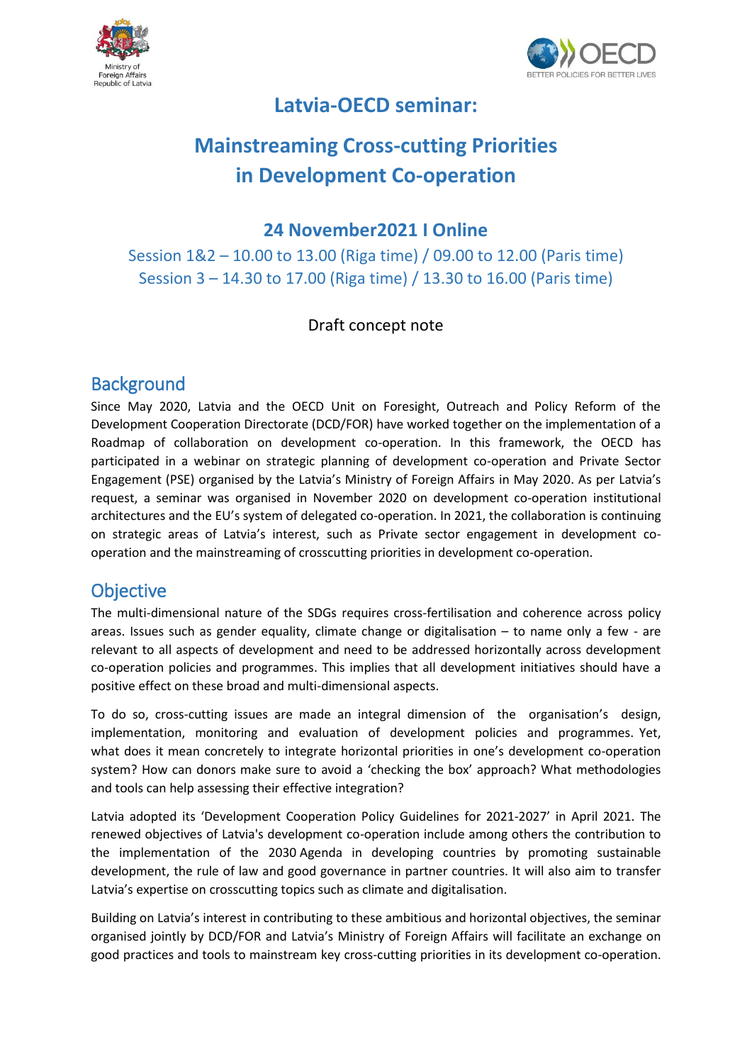# Latvia-OECD seminar:

# Mainstreaming Cross-cutting Priorities in Development Co-operation

## 24 November2021 I Online

Session 1&2 – 10.00 to 13.00 (Riga time) / 09.00 to 12.00 (Paris time)
Session 3 – 14.30 to 17.00 (Riga time) / 13.30 to 16.00 (Paris time)

Draft concept note

## Background

Since May 2020, Latvia and the OECD Unit on Foresight, Outreach and Policy Reform of the Development Cooperation Directorate (DCD/FOR) have worked together on the implementation of a Roadmap of collaboration on development co-operation. In this framework, the OECD has participated in a webinar on strategic planning of development co-operation and Private Sector Engagement (PSE) organised by the Latvia's Ministry of Foreign Affairs in May 2020. As per Latvia's request, a seminar was organised in November 2020 on development co-operation institutional architectures and the EU's system of delegated co-operation. In 2021, the collaboration is continuing on strategic areas of Latvia's interest, such as Private sector engagement in development co-operation and the mainstreaming of crosscutting priorities in development co-operation.

## Objective

The multi-dimensional nature of the SDGs requires cross-fertilisation and coherence across policy areas. Issues such as gender equality, climate change or digitalisation – to name only a few - are relevant to all aspects of development and need to be addressed horizontally across development co-operation policies and programmes. This implies that all development initiatives should have a positive effect on these broad and multi-dimensional aspects.

To do so, cross-cutting issues are made an integral dimension of the organisation's design, implementation, monitoring and evaluation of development policies and programmes. Yet, what does it mean concretely to integrate horizontal priorities in one's development co-operation system? How can donors make sure to avoid a 'checking the box' approach? What methodologies and tools can help assessing their effective integration?

Latvia adopted its 'Development Cooperation Policy Guidelines for 2021-2027' in April 2021. The renewed objectives of Latvia's development co-operation include among others the contribution to the implementation of the 2030 Agenda in developing countries by promoting sustainable development, the rule of law and good governance in partner countries. It will also aim to transfer Latvia's expertise on crosscutting topics such as climate and digitalisation.

Building on Latvia's interest in contributing to these ambitious and horizontal objectives, the seminar organised jointly by DCD/FOR and Latvia's Ministry of Foreign Affairs will facilitate an exchange on good practices and tools to mainstream key cross-cutting priorities in its development co-operation.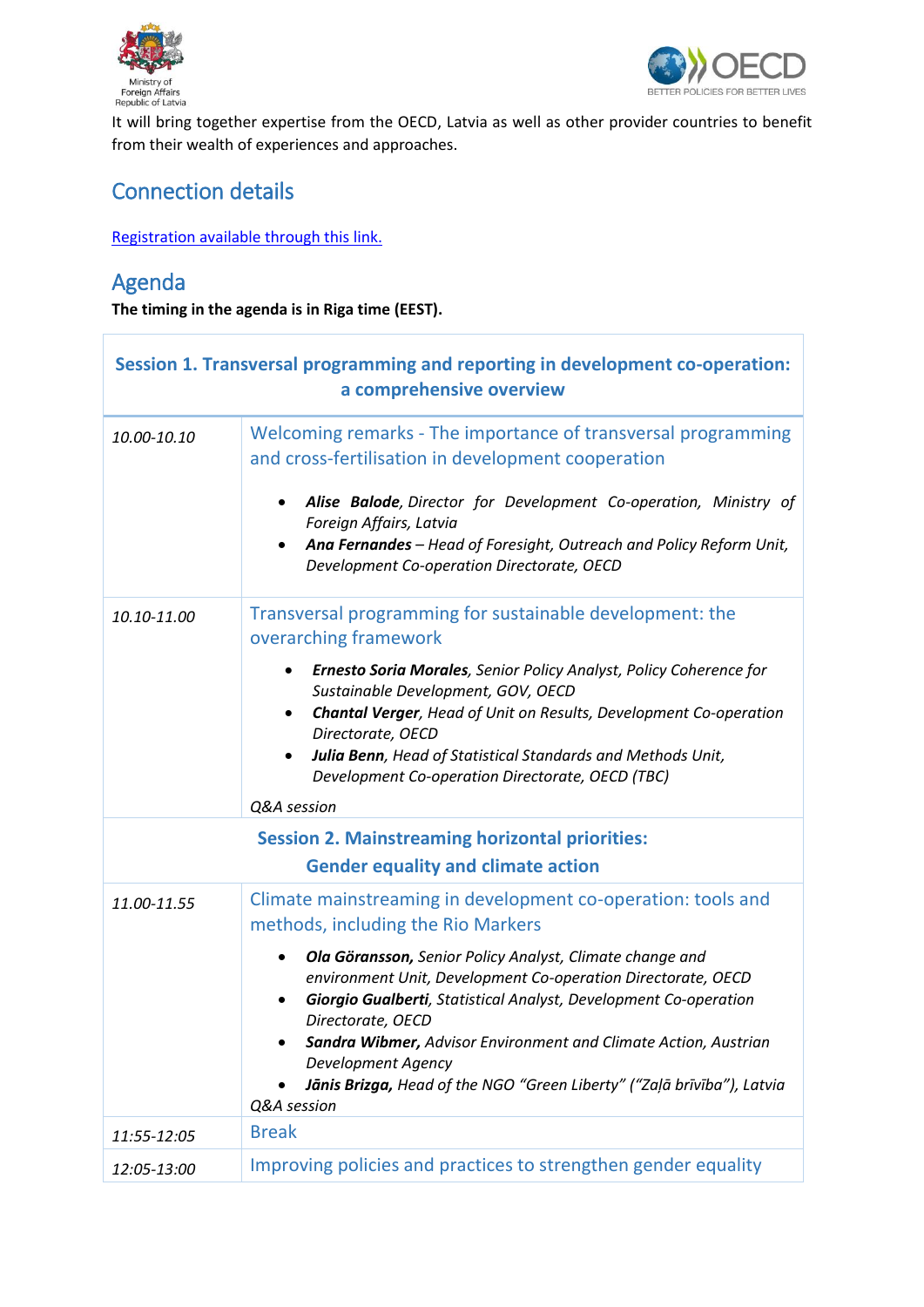It will bring together expertise from the OECD, Latvia as well as other provider countries to benefit from their wealth of experiences and approaches.

## Connection details

Registration available through this link.

## Agenda

**The timing in the agenda is in Riga time (EEST).**

| **Session 1. Transversal programming and reporting in development co-operation: a comprehensive overview** | |
|---|---|
| *10.00-10.10* | Welcoming remarks - The importance of transversal programming and cross-fertilisation in development cooperation<br><br>• ***Alise Balode****, Director for Development Co-operation, Ministry of Foreign Affairs, Latvia*<br>• ***Ana Fernandes*** *– Head of Foresight, Outreach and Policy Reform Unit, Development Co-operation Directorate, OECD* |
| *10.10-11.00* | Transversal programming for sustainable development: the overarching framework<br><br>• ***Ernesto Soria Morales****, Senior Policy Analyst, Policy Coherence for Sustainable Development, GOV, OECD*<br>• ***Chantal Verger****, Head of Unit on Results, Development Co-operation Directorate, OECD*<br>• ***Julia Benn****, Head of Statistical Standards and Methods Unit, Development Co-operation Directorate, OECD (TBC)*<br><br>*Q&A session* |
| **Session 2. Mainstreaming horizontal priorities: Gender equality and climate action** | |
| *11.00-11.55* | Climate mainstreaming in development co-operation: tools and methods, including the Rio Markers<br><br>• ***Ola Göransson,*** *Senior Policy Analyst, Climate change and environment Unit, Development Co-operation Directorate, OECD*<br>• ***Giorgio Gualberti****, Statistical Analyst, Development Co-operation Directorate, OECD*<br>• ***Sandra Wibmer,*** *Advisor Environment and Climate Action, Austrian Development Agency*<br>• ***Jānis Brizga,*** *Head of the NGO "Green Liberty" ("Zaļā brīvība"), Latvia*<br><br>*Q&A session* |
| *11:55-12:05* | Break |
| *12:05-13:00* | Improving policies and practices to strengthen gender equality |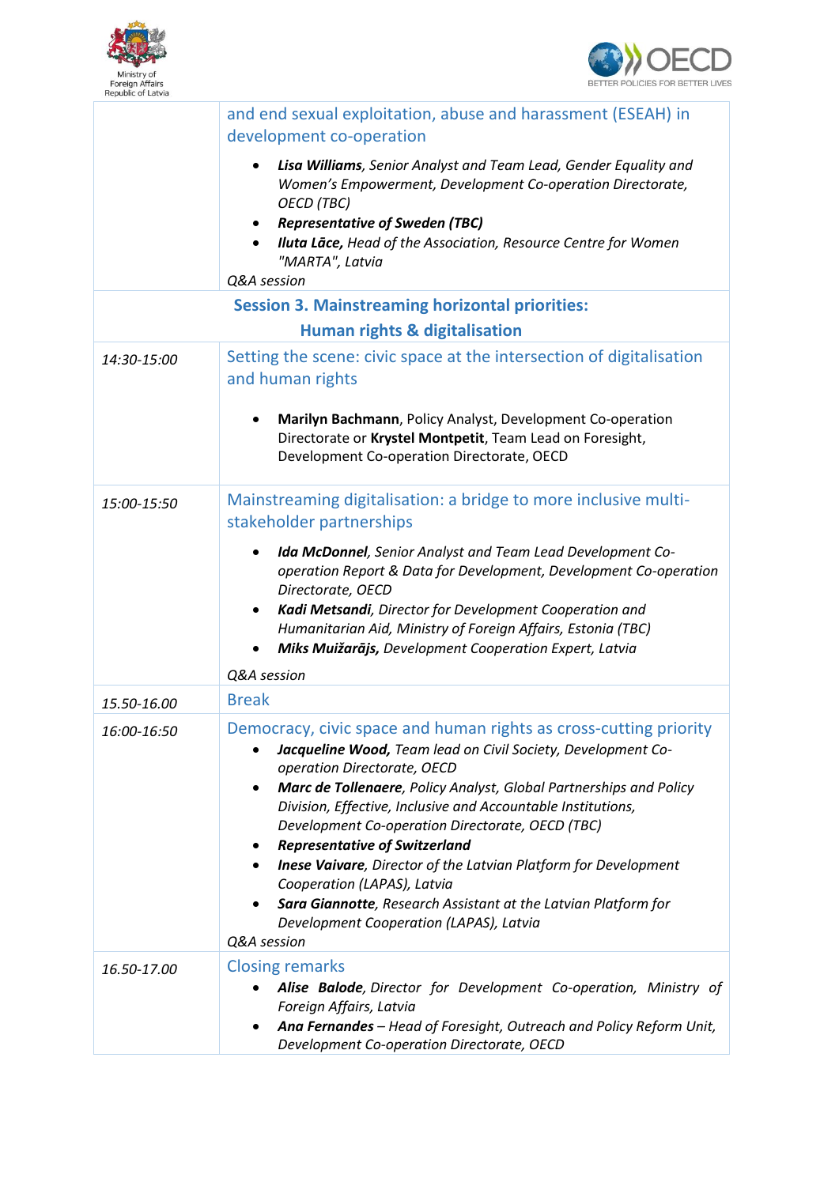| | |
|---|---|
| | and end sexual exploitation, abuse and harassment (ESEAH) in development co-operation<br><br>• ***Lisa Williams****, Senior Analyst and Team Lead, Gender Equality and Women's Empowerment, Development Co-operation Directorate, OECD (TBC)*<br>• ***Representative of Sweden (TBC)***<br>• ***Iluta Lāce,*** *Head of the Association, Resource Centre for Women "MARTA", Latvia*<br><br>*Q&A session* |
| **Session 3. Mainstreaming horizontal priorities: Human rights & digitalisation** | |
| *14:30-15:00* | Setting the scene: civic space at the intersection of digitalisation and human rights<br><br>• **Marilyn Bachmann**, Policy Analyst, Development Co-operation Directorate or **Krystel Montpetit**, Team Lead on Foresight, Development Co-operation Directorate, OECD |
| *15:00-15:50* | Mainstreaming digitalisation: a bridge to more inclusive multi-stakeholder partnerships<br><br>• ***Ida McDonnel****, Senior Analyst and Team Lead Development Co-operation Report & Data for Development, Development Co-operation Directorate, OECD*<br>• ***Kadi Metsandi****, Director for Development Cooperation and Humanitarian Aid, Ministry of Foreign Affairs, Estonia (TBC)*<br>• ***Miks Muižarājs,*** *Development Cooperation Expert, Latvia*<br><br>*Q&A session* |
| *15.50-16.00* | Break |
| *16:00-16:50* | Democracy, civic space and human rights as cross-cutting priority<br><br>• ***Jacqueline Wood,*** *Team lead on Civil Society, Development Co-operation Directorate, OECD*<br>• ***Marc de Tollenaere****, Policy Analyst, Global Partnerships and Policy Division, Effective, Inclusive and Accountable Institutions, Development Co-operation Directorate, OECD (TBC)*<br>• ***Representative of Switzerland***<br>• ***Inese Vaivare****, Director of the Latvian Platform for Development Cooperation (LAPAS), Latvia*<br>• ***Sara Giannotte****, Research Assistant at the Latvian Platform for Development Cooperation (LAPAS), Latvia*<br><br>*Q&A session* |
| *16.50-17.00* | Closing remarks<br><br>• ***Alise Balode****, Director for Development Co-operation, Ministry of Foreign Affairs, Latvia*<br>• ***Ana Fernandes*** *– Head of Foresight, Outreach and Policy Reform Unit, Development Co-operation Directorate, OECD* |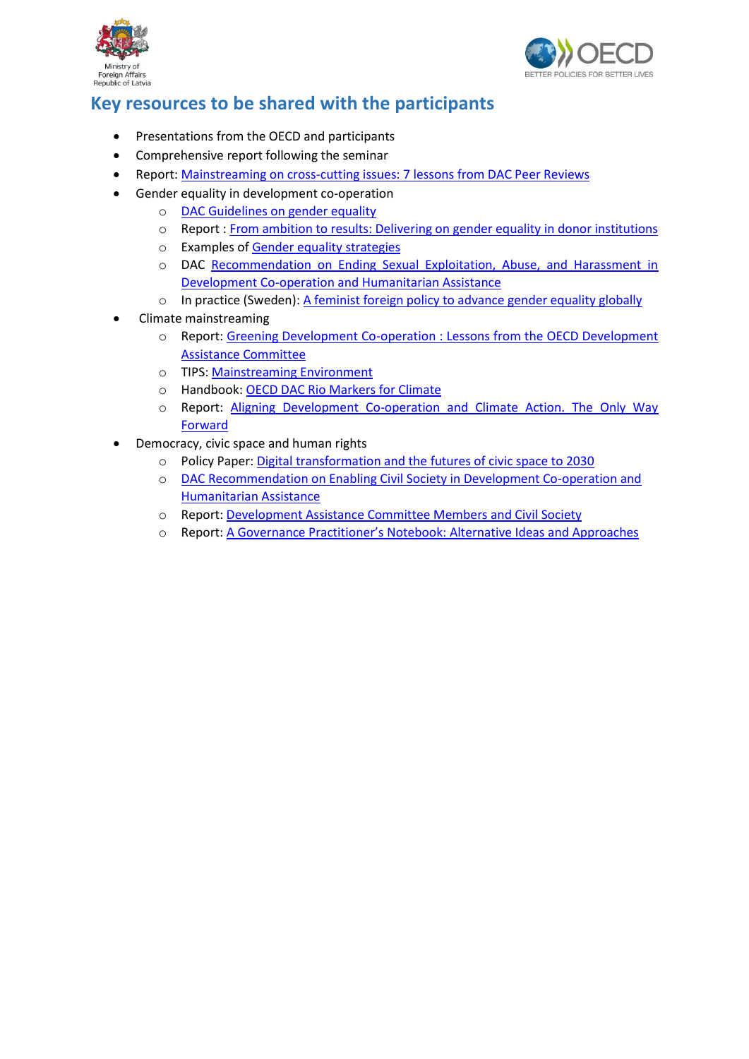## Key resources to be shared with the participants

- Presentations from the OECD and participants
- Comprehensive report following the seminar
- Report: Mainstreaming on cross-cutting issues: 7 lessons from DAC Peer Reviews
- Gender equality in development co-operation
  - DAC Guidelines on gender equality
  - Report : From ambition to results: Delivering on gender equality in donor institutions
  - Examples of Gender equality strategies
  - DAC Recommendation on Ending Sexual Exploitation, Abuse, and Harassment in Development Co-operation and Humanitarian Assistance
  - In practice (Sweden): A feminist foreign policy to advance gender equality globally
- Climate mainstreaming
  - Report: Greening Development Co-operation : Lessons from the OECD Development Assistance Committee
  - TIPS: Mainstreaming Environment
  - Handbook: OECD DAC Rio Markers for Climate
  - Report: Aligning Development Co-operation and Climate Action. The Only Way Forward
- Democracy, civic space and human rights
  - Policy Paper: Digital transformation and the futures of civic space to 2030
  - DAC Recommendation on Enabling Civil Society in Development Co-operation and Humanitarian Assistance
  - Report: Development Assistance Committee Members and Civil Society
  - Report: A Governance Practitioner's Notebook: Alternative Ideas and Approaches